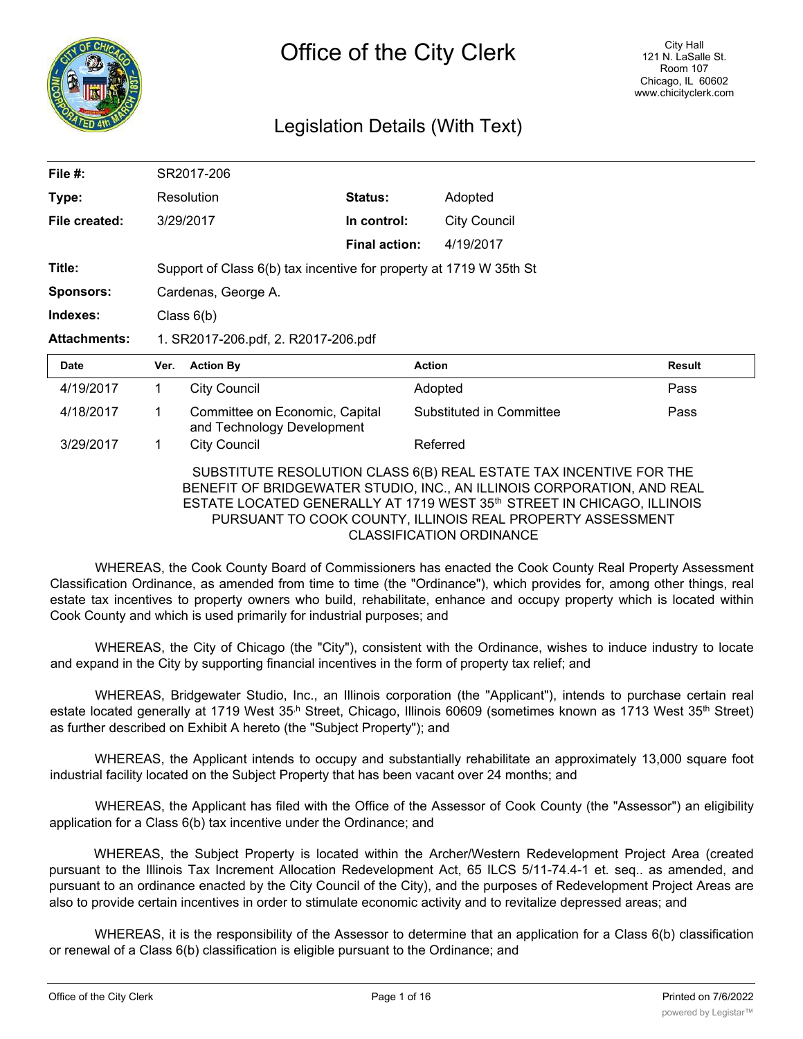# Office of the City Clerk

City Hall
121 N. LaSalle St.
Room 107
Chicago, IL 60602
www.chicityclerk.com

## Legislation Details (With Text)

| | | | |
|---|---|---|---|
| **File #:** | SR2017-206 | | |
| **Type:** | Resolution | **Status:** | Adopted |
| **File created:** | 3/29/2017 | **In control:** | City Council |
| | | **Final action:** | 4/19/2017 |
| **Title:** | Support of Class 6(b) tax incentive for property at 1719 W 35th St | | |
| **Sponsors:** | Cardenas, George A. | | |
| **Indexes:** | Class 6(b) | | |
| **Attachments:** | 1. SR2017-206.pdf, 2. R2017-206.pdf | | |

| Date | Ver. | Action By | Action | Result |
|---|---|---|---|---|
| 4/19/2017 | 1 | City Council | Adopted | Pass |
| 4/18/2017 | 1 | Committee on Economic, Capital and Technology Development | Substituted in Committee | Pass |
| 3/29/2017 | 1 | City Council | Referred | |

SUBSTITUTE RESOLUTION CLASS 6(B) REAL ESTATE TAX INCENTIVE FOR THE BENEFIT OF BRIDGEWATER STUDIO, INC., AN ILLINOIS CORPORATION, AND REAL ESTATE LOCATED GENERALLY AT 1719 WEST 35th STREET IN CHICAGO, ILLINOIS PURSUANT TO COOK COUNTY, ILLINOIS REAL PROPERTY ASSESSMENT CLASSIFICATION ORDINANCE

WHEREAS, the Cook County Board of Commissioners has enacted the Cook County Real Property Assessment Classification Ordinance, as amended from time to time (the "Ordinance"), which provides for, among other things, real estate tax incentives to property owners who build, rehabilitate, enhance and occupy property which is located within Cook County and which is used primarily for industrial purposes; and

WHEREAS, the City of Chicago (the "City"), consistent with the Ordinance, wishes to induce industry to locate and expand in the City by supporting financial incentives in the form of property tax relief; and

WHEREAS, Bridgewater Studio, Inc., an Illinois corporation (the "Applicant"), intends to purchase certain real estate located generally at 1719 West 35th Street, Chicago, Illinois 60609 (sometimes known as 1713 West 35th Street) as further described on Exhibit A hereto (the "Subject Property"); and

WHEREAS, the Applicant intends to occupy and substantially rehabilitate an approximately 13,000 square foot industrial facility located on the Subject Property that has been vacant over 24 months; and

WHEREAS, the Applicant has filed with the Office of the Assessor of Cook County (the "Assessor") an eligibility application for a Class 6(b) tax incentive under the Ordinance; and

WHEREAS, the Subject Property is located within the Archer/Western Redevelopment Project Area (created pursuant to the Illinois Tax Increment Allocation Redevelopment Act, 65 ILCS 5/11-74.4-1 et. seq.. as amended, and pursuant to an ordinance enacted by the City Council of the City), and the purposes of Redevelopment Project Areas are also to provide certain incentives in order to stimulate economic activity and to revitalize depressed areas; and

WHEREAS, it is the responsibility of the Assessor to determine that an application for a Class 6(b) classification or renewal of a Class 6(b) classification is eligible pursuant to the Ordinance; and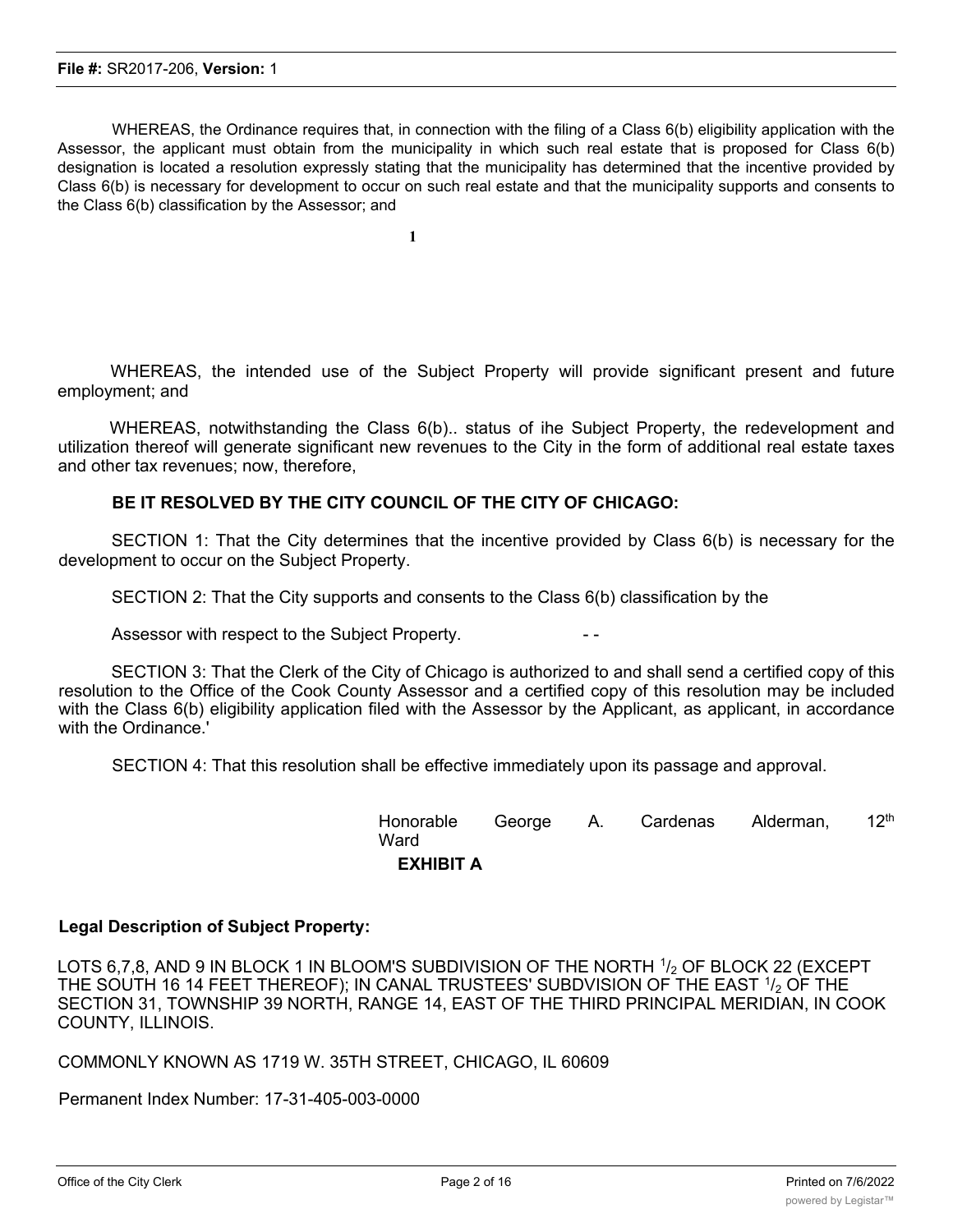WHEREAS, the Ordinance requires that, in connection with the filing of a Class 6(b) eligibility application with the Assessor, the applicant must obtain from the municipality in which such real estate that is proposed for Class 6(b) designation is located a resolution expressly stating that the municipality has determined that the incentive provided by Class 6(b) is necessary for development to occur on such real estate and that the municipality supports and consents to the Class 6(b) classification by the Assessor; and

WHEREAS, the intended use of the Subject Property will provide significant present and future employment; and

WHEREAS, notwithstanding the Class 6(b).. status of ihe Subject Property, the redevelopment and utilization thereof will generate significant new revenues to the City in the form of additional real estate taxes and other tax revenues; now, therefore,

**BE IT RESOLVED BY THE CITY COUNCIL OF THE CITY OF CHICAGO:**

SECTION 1: That the City determines that the incentive provided by Class 6(b) is necessary for the development to occur on the Subject Property.

SECTION 2: That the City supports and consents to the Class 6(b) classification by the

Assessor with respect to the Subject Property. - -

SECTION 3: That the Clerk of the City of Chicago is authorized to and shall send a certified copy of this resolution to the Office of the Cook County Assessor and a certified copy of this resolution may be included with the Class 6(b) eligibility application filed with the Assessor by the Applicant, as applicant, in accordance with the Ordinance.'

SECTION 4: That this resolution shall be effective immediately upon its passage and approval.

Honorable George A. Cardenas Alderman, 12th Ward

**EXHIBIT A**

**Legal Description of Subject Property:**

LOTS 6,7,8, AND 9 IN BLOCK 1 IN BLOOM'S SUBDIVISION OF THE NORTH $^{1}/_{2}$ OF BLOCK 22 (EXCEPT THE SOUTH 16 14 FEET THEREOF); IN CANAL TRUSTEES' SUBDVISION OF THE EAST $^{1}/_{2}$ OF THE SECTION 31, TOWNSHIP 39 NORTH, RANGE 14, EAST OF THE THIRD PRINCIPAL MERIDIAN, IN COOK COUNTY, ILLINOIS.

COMMONLY KNOWN AS 1719 W. 35TH STREET, CHICAGO, IL 60609

Permanent Index Number: 17-31-405-003-0000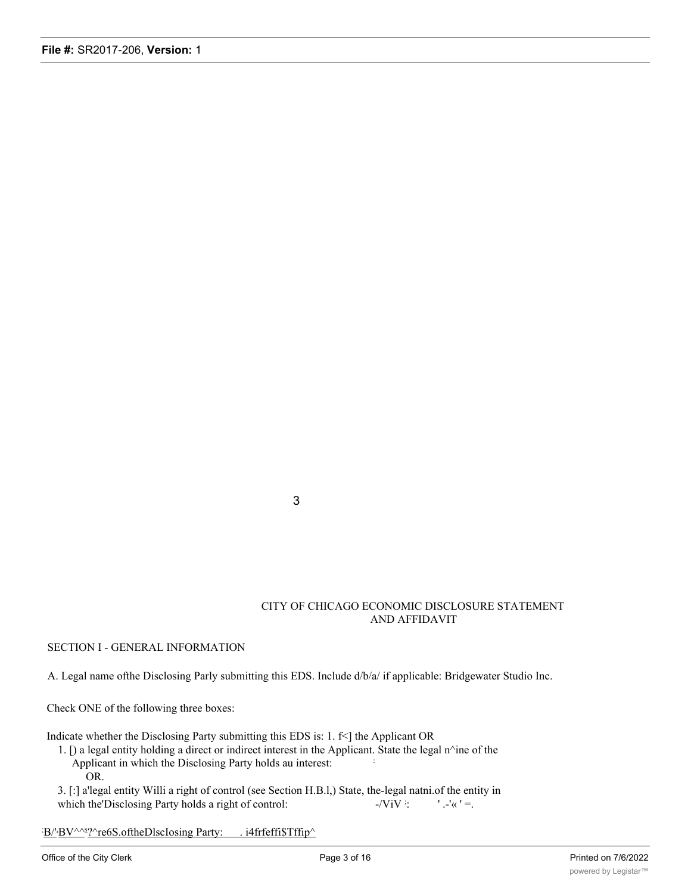3

CITY OF CHICAGO ECONOMIC DISCLOSURE STATEMENT AND AFFIDAVIT

SECTION I - GENERAL INFORMATION

A. Legal name ofthe Disclosing Parly submitting this EDS. Include d/b/a/ if applicable: Bridgewater Studio Inc.

Check ONE of the following three boxes:

Indicate whether the Disclosing Party submitting this EDS is: 1. f<] the Applicant OR

1. [) a legal entity holding a direct or indirect interest in the Applicant. State the legal n^ine of the Applicant in which the Disclosing Party holds au interest:
   OR.
3. [:] a'legal entity Willi a right of control (see Section H.B.l,) State, the-legal natni.of the entity in which the'Disclosing Party holds a right of control: -/ViV :' .-'« ' =.

:B/':BV^^s?^re6S.oftheDlscIosing Party: . i4frfeffi$Tffip^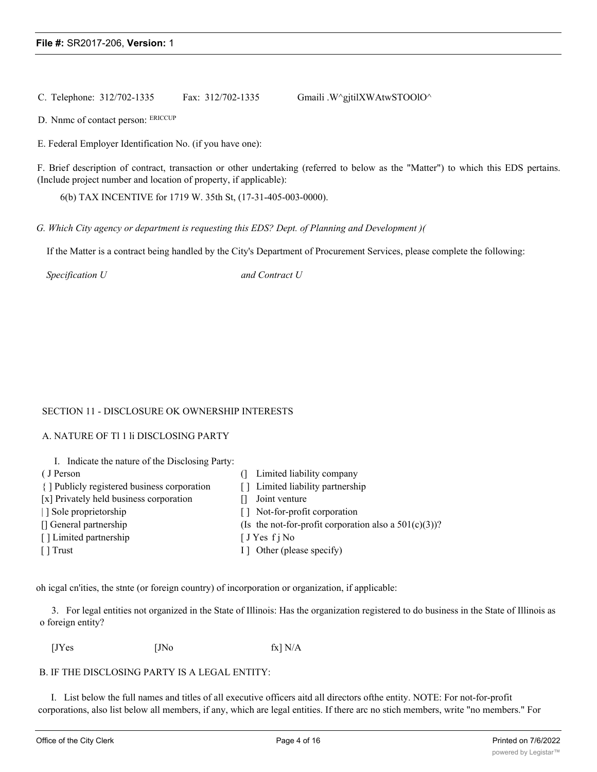C. Telephone: 312/702-1335 Fax: 312/702-1335 Gmaili .W^gjtilXWAtwSTOOlO^

D. Nnmc of contact person: ERICCUP

E. Federal Employer Identification No. (if you have one):

F. Brief description of contract, transaction or other undertaking (referred to below as the "Matter") to which this EDS pertains. (Include project number and location of property, if applicable):

6(b) TAX INCENTIVE for 1719 W. 35th St, (17-31-405-003-0000).

*G. Which City agency or department is requesting this EDS? Dept. of Planning and Development )(*

If the Matter is a contract being handled by the City's Department of Procurement Services, please complete the following:

*Specification U* *and Contract U*

SECTION 11 - DISCLOSURE OK OWNERSHIP INTERESTS

A. NATURE OF Tl 1 li DISCLOSING PARTY

I. Indicate the nature of the Disclosing Party:

( J Person
{ ] Publicly registered business corporation
[x] Privately held business corporation
| ] Sole proprietorship
[] General partnership
[ ] Limited partnership
[ ] Trust
(] Limited liability company
[ ] Limited liability partnership
[] Joint venture
[ ] Not-for-profit corporation
(Is the not-for-profit corporation also a 501(c)(3))?
[ J Yes f j No
I ] Other (please specify)

oh icgal cn'ities, the stnte (or foreign country) of incorporation or organization, if applicable:

3. For legal entities not organized in the State of Illinois: Has the organization registered to do business in the State of Illinois as o foreign entity?

[JYes [JNo fx] N/A

B. IF THE DISCLOSING PARTY IS A LEGAL ENTITY:

I. List below the full names and titles of all executive officers aitd all directors ofthe entity. NOTE: For not-for-profit corporations, also list below all members, if any, which are legal entities. If there arc no stich members, write "no members." For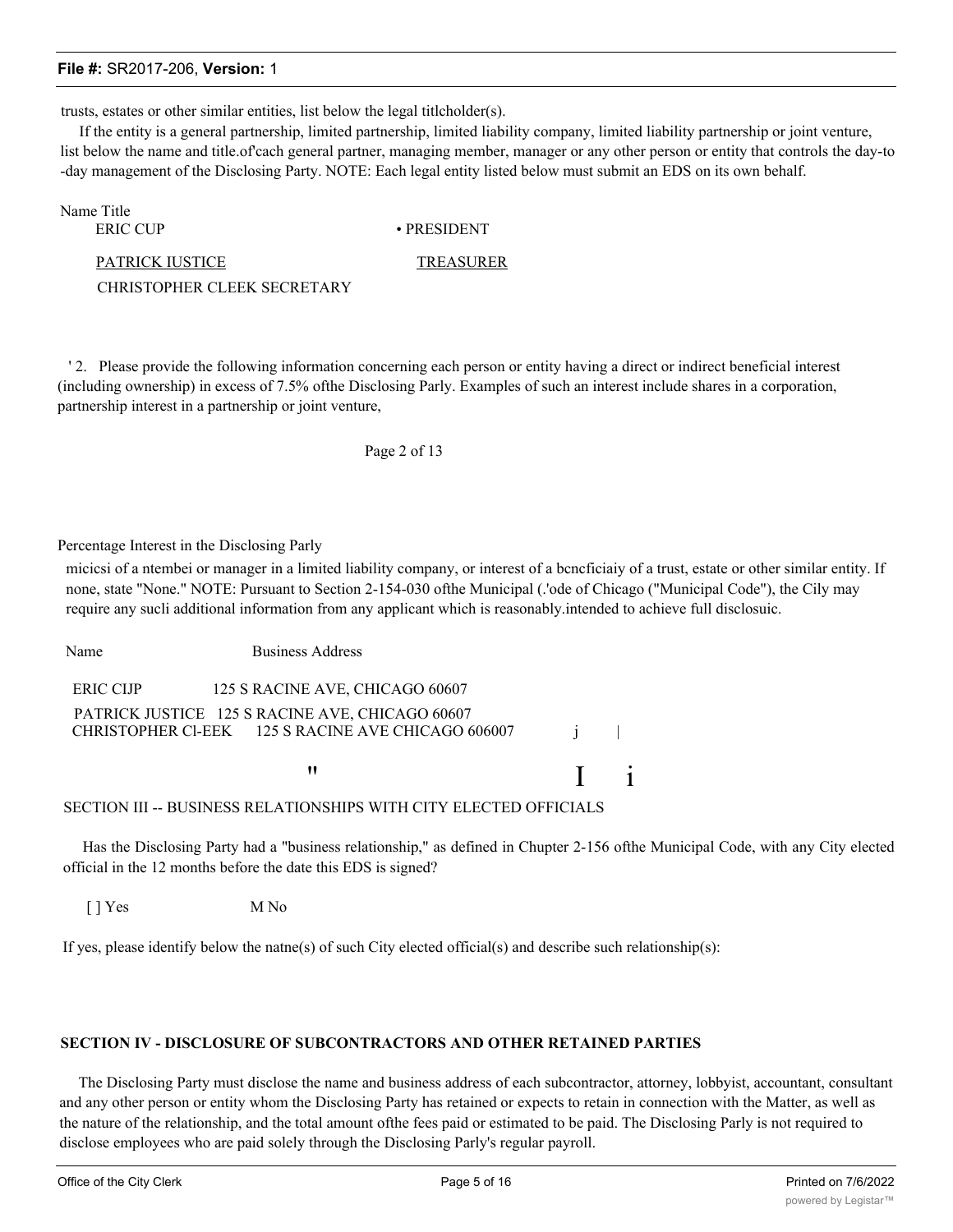trusts, estates or other similar entities, list below the legal titlcholder(s).

If the entity is a general partnership, limited partnership, limited liability company, limited liability partnership or joint venture, list below the name and title.of'cach general partner, managing member, manager or any other person or entity that controls the day-to-day management of the Disclosing Party. NOTE: Each legal entity listed below must submit an EDS on its own behalf.

| Name | Title |
|---|---|
| ERIC CUP | • PRESIDENT |
| PATRICK IUSTICE | TREASURER |
| CHRISTOPHER CLEEK SECRETARY | |

' 2. Please provide the following information concerning each person or entity having a direct or indirect beneficial interest (including ownership) in excess of 7.5% ofthe Disclosing Parly. Examples of such an interest include shares in a corporation, partnership interest in a partnership or joint venture,

Page 2 of 13

Percentage Interest in the Disclosing Parly

micicsi of a ntembei or manager in a limited liability company, or interest of a bcncficiaiy of a trust, estate or other similar entity. If none, state "None." NOTE: Pursuant to Section 2-154-030 ofthe Municipal (.'ode of Chicago ("Municipal Code"), the Cily may require any sucli additional information from any applicant which is reasonably.intended to achieve full disclosuic.

| Name | Business Address | | |
|---|---|---|---|
| ERIC CIJP | 125 S RACINE AVE, CHICAGO 60607 | | |
| PATRICK JUSTICE | 125 S RACINE AVE, CHICAGO 60607 | | |
| CHRISTOPHER Cl-EEK | 125 S RACINE AVE CHICAGO 606007 | j | \| |
| | " | I | i |

SECTION III -- BUSINESS RELATIONSHIPS WITH CITY ELECTED OFFICIALS

Has the Disclosing Party had a "business relationship," as defined in Chupter 2-156 ofthe Municipal Code, with any City elected official in the 12 months before the date this EDS is signed?

[ ] Yes M No

If yes, please identify below the natne(s) of such City elected official(s) and describe such relationship(s):

**SECTION IV - DISCLOSURE OF SUBCONTRACTORS AND OTHER RETAINED PARTIES**

The Disclosing Party must disclose the name and business address of each subcontractor, attorney, lobbyist, accountant, consultant and any other person or entity whom the Disclosing Party has retained or expects to retain in connection with the Matter, as well as the nature of the relationship, and the total amount ofthe fees paid or estimated to be paid. The Disclosing Parly is not required to disclose employees who are paid solely through the Disclosing Parly's regular payroll.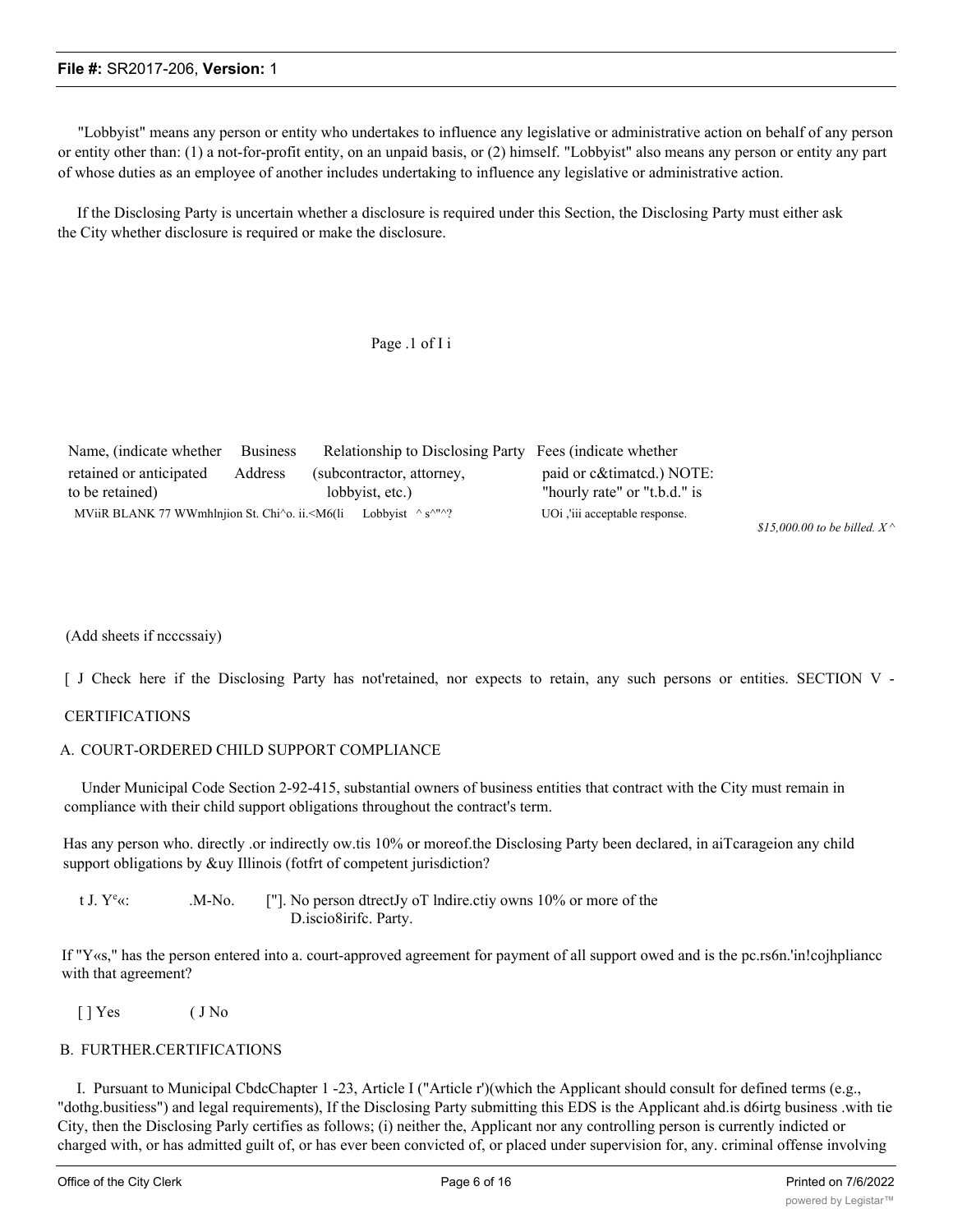"Lobbyist" means any person or entity who undertakes to influence any legislative or administrative action on behalf of any person or entity other than: (1) a not-for-profit entity, on an unpaid basis, or (2) himself. "Lobbyist" also means any person or entity any part of whose duties as an employee of another includes undertaking to influence any legislative or administrative action.

If the Disclosing Party is uncertain whether a disclosure is required under this Section, the Disclosing Party must either ask the City whether disclosure is required or make the disclosure.

Page .1 of I i

| Name, (indicate whether retained or anticipated to be retained) | Business Address | Relationship to Disclosing Party (subcontractor, attorney, lobbyist, etc.) | Fees (indicate whether paid or c&timatcd.) NOTE: "hourly rate" or "t.b.d." is UOi ,'iii acceptable response. |
|---|---|---|---|
| MViiR BLANK | 77 WWmhlnjion St. Chi^o. ii.<M6(li | Lobbyist ^ s^"^? | *$15,000.00 to be billed. X ^* |

(Add sheets if ncccssaiy)

[ J Check here if the Disclosing Party has not'retained, nor expects to retain, any such persons or entities. SECTION V -

CERTIFICATIONS

A. COURT-ORDERED CHILD SUPPORT COMPLIANCE

Under Municipal Code Section 2-92-415, substantial owners of business entities that contract with the City must remain in compliance with their child support obligations throughout the contract's term.

Has any person who. directly .or indirectly ow.tis 10% or moreof.the Disclosing Party been declared, in aiTcarageion any child support obligations by &uy Illinois (fotfrt of competent jurisdiction?

t J. Y^e«: .M-No. ["]. No person dtrectJy oT lndire.ctiy owns 10% or more of the D.iscio8irifc. Party.

If "Y«s," has the person entered into a. court-approved agreement for payment of all support owed and is the pc.rs6n.'in!cojhpliancc with that agreement?

[ ] Yes ( J No

B. FURTHER.CERTIFICATIONS

I. Pursuant to Municipal CbdcChapter 1 -23, Article I ("Article r')(which the Applicant should consult for defined terms (e.g., "dothg.busitiess") and legal requirements), If the Disclosing Party submitting this EDS is the Applicant ahd.is d6irtg business .with tie City, then the Disclosing Parly certifies as follows; (i) neither the, Applicant nor any controlling person is currently indicted or charged with, or has admitted guilt of, or has ever been convicted of, or placed under supervision for, any. criminal offense involving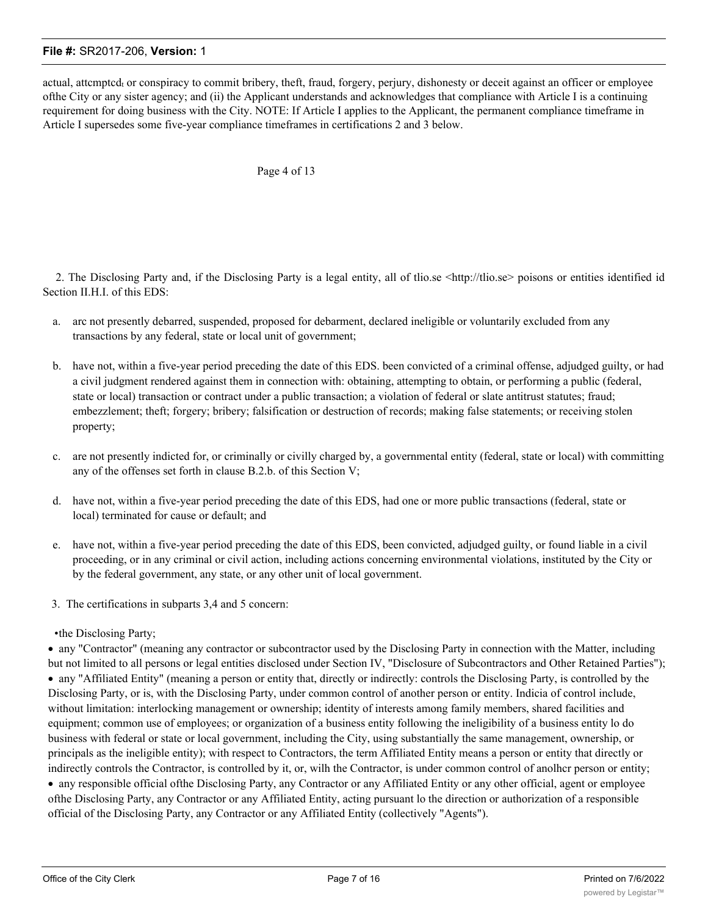actual, attcmptcd, or conspiracy to commit bribery, theft, fraud, forgery, perjury, dishonesty or deceit against an officer or employee ofthe City or any sister agency; and (ii) the Applicant understands and acknowledges that compliance with Article I is a continuing requirement for doing business with the City. NOTE: If Article I applies to the Applicant, the permanent compliance timeframe in Article I supersedes some five-year compliance timeframes in certifications 2 and 3 below.

Page 4 of 13

2. The Disclosing Party and, if the Disclosing Party is a legal entity, all of tlio.se <http://tlio.se> poisons or entities identified id Section II.H.I. of this EDS:

a. arc not presently debarred, suspended, proposed for debarment, declared ineligible or voluntarily excluded from any transactions by any federal, state or local unit of government;

b. have not, within a five-year period preceding the date of this EDS. been convicted of a criminal offense, adjudged guilty, or had a civil judgment rendered against them in connection with: obtaining, attempting to obtain, or performing a public (federal, state or local) transaction or contract under a public transaction; a violation of federal or slate antitrust statutes; fraud; embezzlement; theft; forgery; bribery; falsification or destruction of records; making false statements; or receiving stolen property;

c. are not presently indicted for, or criminally or civilly charged by, a governmental entity (federal, state or local) with committing any of the offenses set forth in clause B.2.b. of this Section V;

d. have not, within a five-year period preceding the date of this EDS, had one or more public transactions (federal, state or local) terminated for cause or default; and

e. have not, within a five-year period preceding the date of this EDS, been convicted, adjudged guilty, or found liable in a civil proceeding, or in any criminal or civil action, including actions concerning environmental violations, instituted by the City or by the federal government, any state, or any other unit of local government.

3. The certifications in subparts 3,4 and 5 concern:

- the Disclosing Party;
- any "Contractor" (meaning any contractor or subcontractor used by the Disclosing Party in connection with the Matter, including but not limited to all persons or legal entities disclosed under Section IV, "Disclosure of Subcontractors and Other Retained Parties");
- any "Affiliated Entity" (meaning a person or entity that, directly or indirectly: controls the Disclosing Party, is controlled by the Disclosing Party, or is, with the Disclosing Party, under common control of another person or entity. Indicia of control include, without limitation: interlocking management or ownership; identity of interests among family members, shared facilities and equipment; common use of employees; or organization of a business entity following the ineligibility of a business entity lo do business with federal or state or local government, including the City, using substantially the same management, ownership, or principals as the ineligible entity); with respect to Contractors, the term Affiliated Entity means a person or entity that directly or indirectly controls the Contractor, is controlled by it, or, wilh the Contractor, is under common control of anolhcr person or entity;
- any responsible official ofthe Disclosing Party, any Contractor or any Affiliated Entity or any other official, agent or employee ofthe Disclosing Party, any Contractor or any Affiliated Entity, acting pursuant lo the direction or authorization of a responsible official of the Disclosing Party, any Contractor or any Affiliated Entity (collectively "Agents").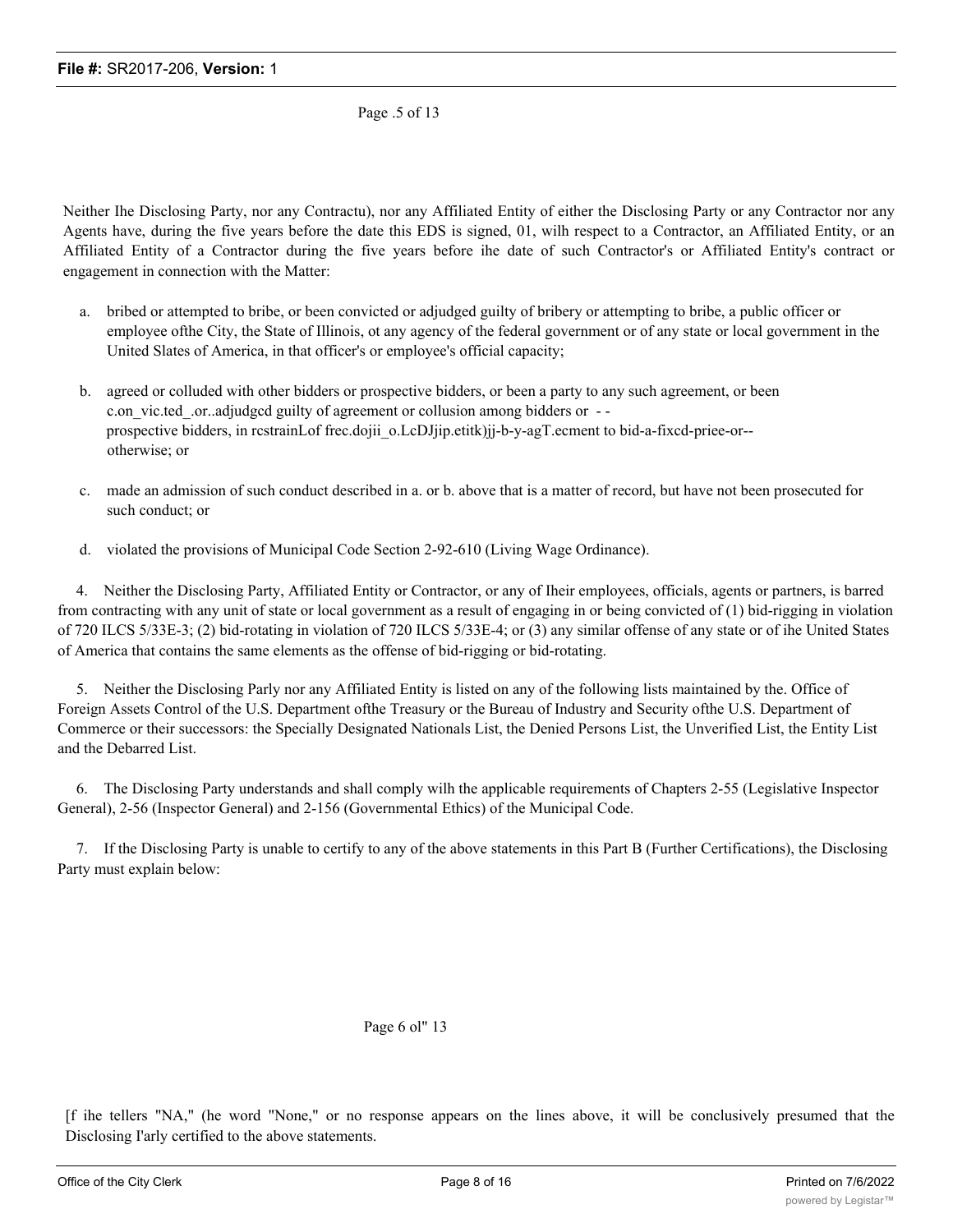Neither Ihe Disclosing Party, nor any Contractu), nor any Affiliated Entity of either the Disclosing Party or any Contractor nor any Agents have, during the five years before the date this EDS is signed, 01, wilh respect to a Contractor, an Affiliated Entity, or an Affiliated Entity of a Contractor during the five years before ihe date of such Contractor's or Affiliated Entity's contract or engagement in connection with the Matter:

a. bribed or attempted to bribe, or been convicted or adjudged guilty of bribery or attempting to bribe, a public officer or employee ofthe City, the State of Illinois, ot any agency of the federal government or of any state or local government in the United Slates of America, in that officer's or employee's official capacity;

b. agreed or colluded with other bidders or prospective bidders, or been a party to any such agreement, or been c.on_vic.ted_.or..adjudgcd guilty of agreement or collusion among bidders or - - prospective bidders, in rcstrainLof frec.dojii_o.LcDJjip.etitk)jj-b-y-agT.ecment to bid-a-fixcd-priee-or-- otherwise; or

c. made an admission of such conduct described in a. or b. above that is a matter of record, but have not been prosecuted for such conduct; or

d. violated the provisions of Municipal Code Section 2-92-610 (Living Wage Ordinance).

4. Neither the Disclosing Party, Affiliated Entity or Contractor, or any of Iheir employees, officials, agents or partners, is barred from contracting with any unit of state or local government as a result of engaging in or being convicted of (1) bid-rigging in violation of 720 ILCS 5/33E-3; (2) bid-rotating in violation of 720 ILCS 5/33E-4; or (3) any similar offense of any state or of ihe United States of America that contains the same elements as the offense of bid-rigging or bid-rotating.

5. Neither the Disclosing Parly nor any Affiliated Entity is listed on any of the following lists maintained by the. Office of Foreign Assets Control of the U.S. Department ofthe Treasury or the Bureau of Industry and Security ofthe U.S. Department of Commerce or their successors: the Specially Designated Nationals List, the Denied Persons List, the Unverified List, the Entity List and the Debarred List.

6. The Disclosing Party understands and shall comply wilh the applicable requirements of Chapters 2-55 (Legislative Inspector General), 2-56 (Inspector General) and 2-156 (Governmental Ethics) of the Municipal Code.

7. If the Disclosing Party is unable to certify to any of the above statements in this Part B (Further Certifications), the Disclosing Party must explain below:

[f ihe tellers "NA," (he word "None," or no response appears on the lines above, it will be conclusively presumed that the Disclosing I'arly certified to the above statements.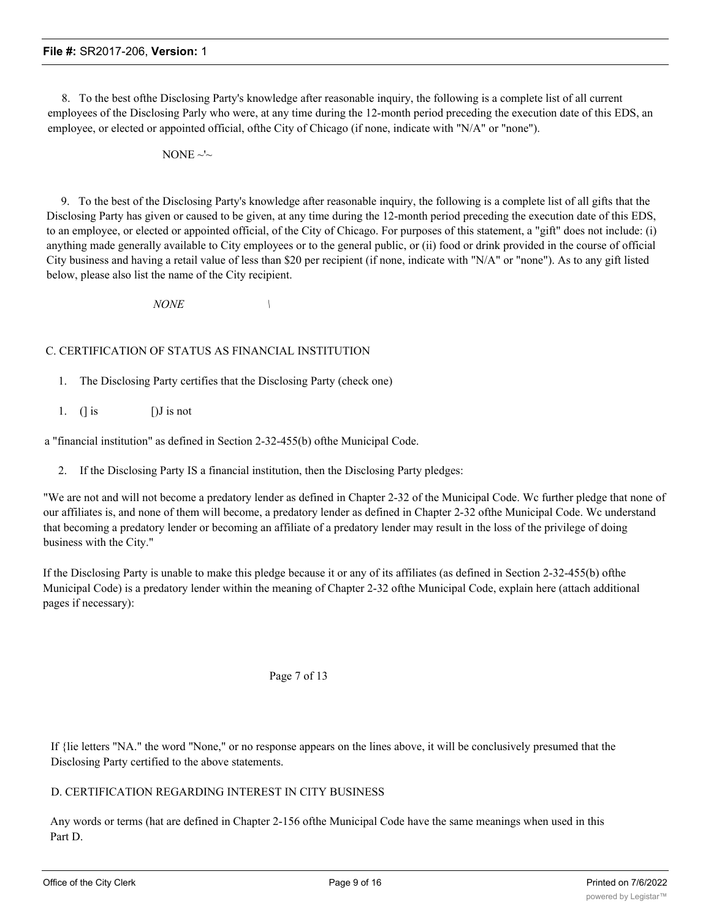8. To the best ofthe Disclosing Party's knowledge after reasonable inquiry, the following is a complete list of all current employees of the Disclosing Parly who were, at any time during the 12-month period preceding the execution date of this EDS, an employee, or elected or appointed official, ofthe City of Chicago (if none, indicate with "N/A" or "none").

NONE ~'~

9. To the best of the Disclosing Party's knowledge after reasonable inquiry, the following is a complete list of all gifts that the Disclosing Party has given or caused to be given, at any time during the 12-month period preceding the execution date of this EDS, to an employee, or elected or appointed official, of the City of Chicago. For purposes of this statement, a "gift" does not include: (i) anything made generally available to City employees or to the general public, or (ii) food or drink provided in the course of official City business and having a retail value of less than $20 per recipient (if none, indicate with "N/A" or "none"). As to any gift listed below, please also list the name of the City recipient.

*NONE* \

C. CERTIFICATION OF STATUS AS FINANCIAL INSTITUTION

1. The Disclosing Party certifies that the Disclosing Party (check one)

1. (] is []J is not

a "financial institution" as defined in Section 2-32-455(b) ofthe Municipal Code.

2. If the Disclosing Party IS a financial institution, then the Disclosing Party pledges:

"We are not and will not become a predatory lender as defined in Chapter 2-32 of the Municipal Code. Wc further pledge that none of our affiliates is, and none of them will become, a predatory lender as defined in Chapter 2-32 ofthe Municipal Code. Wc understand that becoming a predatory lender or becoming an affiliate of a predatory lender may result in the loss of the privilege of doing business with the City."

If the Disclosing Party is unable to make this pledge because it or any of its affiliates (as defined in Section 2-32-455(b) ofthe Municipal Code) is a predatory lender within the meaning of Chapter 2-32 ofthe Municipal Code, explain here (attach additional pages if necessary):

Page 7 of 13

If {lie letters "NA." the word "None," or no response appears on the lines above, it will be conclusively presumed that the Disclosing Party certified to the above statements.

D. CERTIFICATION REGARDING INTEREST IN CITY BUSINESS

Any words or terms (hat are defined in Chapter 2-156 ofthe Municipal Code have the same meanings when used in this Part D.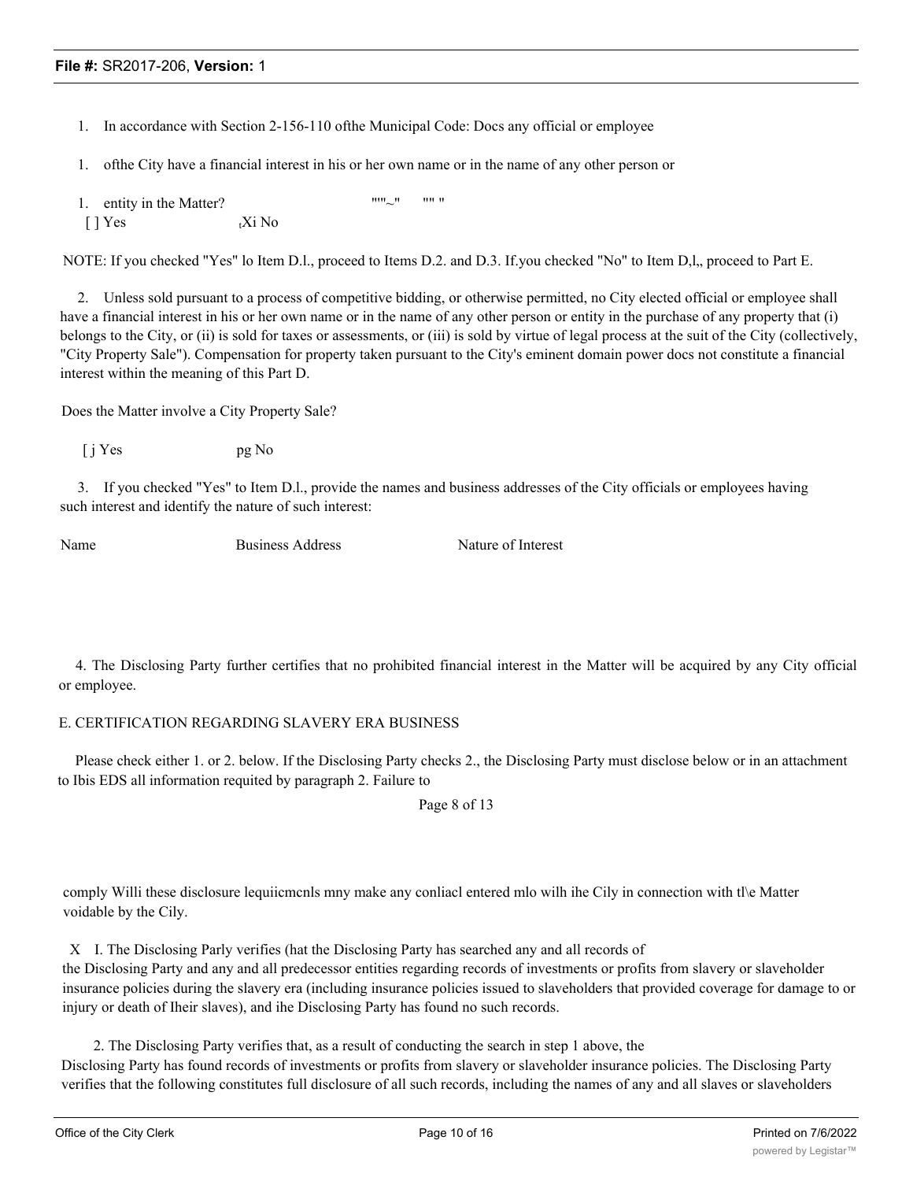1. In accordance with Section 2-156-110 ofthe Municipal Code: Docs any official or employee

1. ofthe City have a financial interest in his or her own name or in the name of any other person or

1. entity in the Matter? """~" "" "

[ ] Yes ₜXi No

NOTE: If you checked "Yes" lo Item D.l., proceed to Items D.2. and D.3. If.you checked "No" to Item D,l,, proceed to Part E.

2. Unless sold pursuant to a process of competitive bidding, or otherwise permitted, no City elected official or employee shall have a financial interest in his or her own name or in the name of any other person or entity in the purchase of any property that (i) belongs to the City, or (ii) is sold for taxes or assessments, or (iii) is sold by virtue of legal process at the suit of the City (collectively, "City Property Sale"). Compensation for property taken pursuant to the City's eminent domain power docs not constitute a financial interest within the meaning of this Part D.

Does the Matter involve a City Property Sale?

[ j Yes pg No

3. If you checked "Yes" to Item D.l., provide the names and business addresses of the City officials or employees having such interest and identify the nature of such interest:

| Name | Business Address | Nature of Interest |
|---|---|---|
| | | |

4. The Disclosing Party further certifies that no prohibited financial interest in the Matter will be acquired by any City official or employee.

E. CERTIFICATION REGARDING SLAVERY ERA BUSINESS

Please check either 1. or 2. below. If the Disclosing Party checks 2., the Disclosing Party must disclose below or in an attachment to Ibis EDS all information requited by paragraph 2. Failure to

Page 8 of 13

comply Willi these disclosure lequiicmcnls mny make any conliacl entered mlo wilh ihe Cily in connection with tl\e Matter voidable by the Cily.

X I. The Disclosing Parly verifies (hat the Disclosing Party has searched any and all records of the Disclosing Party and any and all predecessor entities regarding records of investments or profits from slavery or slaveholder insurance policies during the slavery era (including insurance policies issued to slaveholders that provided coverage for damage to or injury or death of Iheir slaves), and ihe Disclosing Party has found no such records.

2. The Disclosing Party verifies that, as a result of conducting the search in step 1 above, the Disclosing Party has found records of investments or profits from slavery or slaveholder insurance policies. The Disclosing Party verifies that the following constitutes full disclosure of all such records, including the names of any and all slaves or slaveholders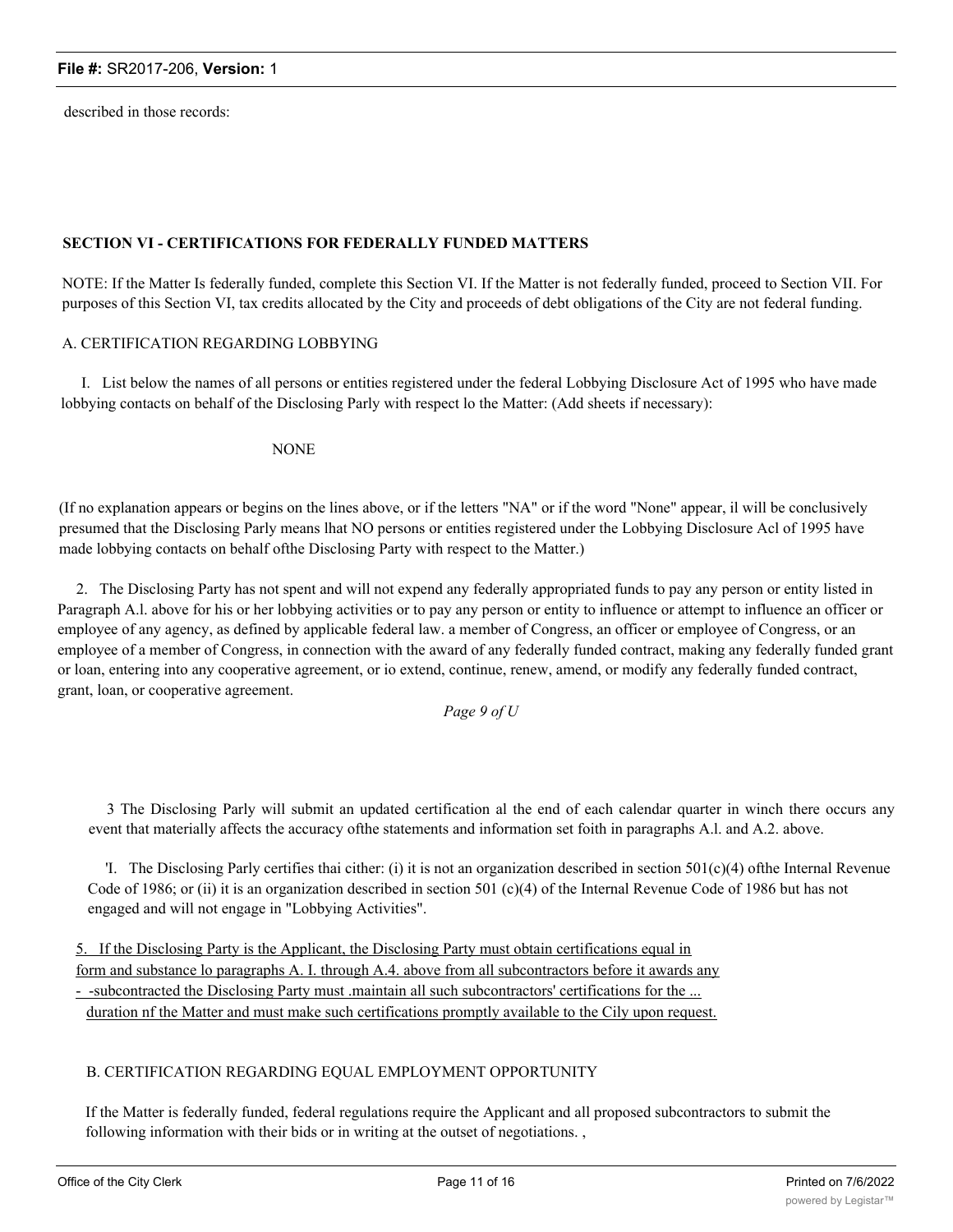described in those records:

**SECTION VI - CERTIFICATIONS FOR FEDERALLY FUNDED MATTERS**

NOTE: If the Matter Is federally funded, complete this Section VI. If the Matter is not federally funded, proceed to Section VII. For purposes of this Section VI, tax credits allocated by the City and proceeds of debt obligations of the City are not federal funding.

A. CERTIFICATION REGARDING LOBBYING

I. List below the names of all persons or entities registered under the federal Lobbying Disclosure Act of 1995 who have made lobbying contacts on behalf of the Disclosing Parly with respect lo the Matter: (Add sheets if necessary):

NONE

(If no explanation appears or begins on the lines above, or if the letters "NA" or if the word "None" appear, il will be conclusively presumed that the Disclosing Parly means lhat NO persons or entities registered under the Lobbying Disclosure Acl of 1995 have made lobbying contacts on behalf ofthe Disclosing Party with respect to the Matter.)

2. The Disclosing Party has not spent and will not expend any federally appropriated funds to pay any person or entity listed in Paragraph A.l. above for his or her lobbying activities or to pay any person or entity to influence or attempt to influence an officer or employee of any agency, as defined by applicable federal law. a member of Congress, an officer or employee of Congress, or an employee of a member of Congress, in connection with the award of any federally funded contract, making any federally funded grant or loan, entering into any cooperative agreement, or io extend, continue, renew, amend, or modify any federally funded contract, grant, loan, or cooperative agreement.

*Page 9 of U*

3 The Disclosing Parly will submit an updated certification al the end of each calendar quarter in winch there occurs any event that materially affects the accuracy ofthe statements and information set foith in paragraphs A.l. and A.2. above.

'I. The Disclosing Parly certifies thai cither: (i) it is not an organization described in section 501(c)(4) ofthe Internal Revenue Code of 1986; or (ii) it is an organization described in section 501 (c)(4) of the Internal Revenue Code of 1986 but has not engaged and will not engage in "Lobbying Activities".

5. If the Disclosing Party is the Applicant, the Disclosing Party must obtain certifications equal in form and substance lo paragraphs A. I. through A.4. above from all subcontractors before it awards any - -subcontracted the Disclosing Party must .maintain all such subcontractors' certifications for the ... duration nf the Matter and must make such certifications promptly available to the Cily upon request.

B. CERTIFICATION REGARDING EQUAL EMPLOYMENT OPPORTUNITY

If the Matter is federally funded, federal regulations require the Applicant and all proposed subcontractors to submit the following information with their bids or in writing at the outset of negotiations. ,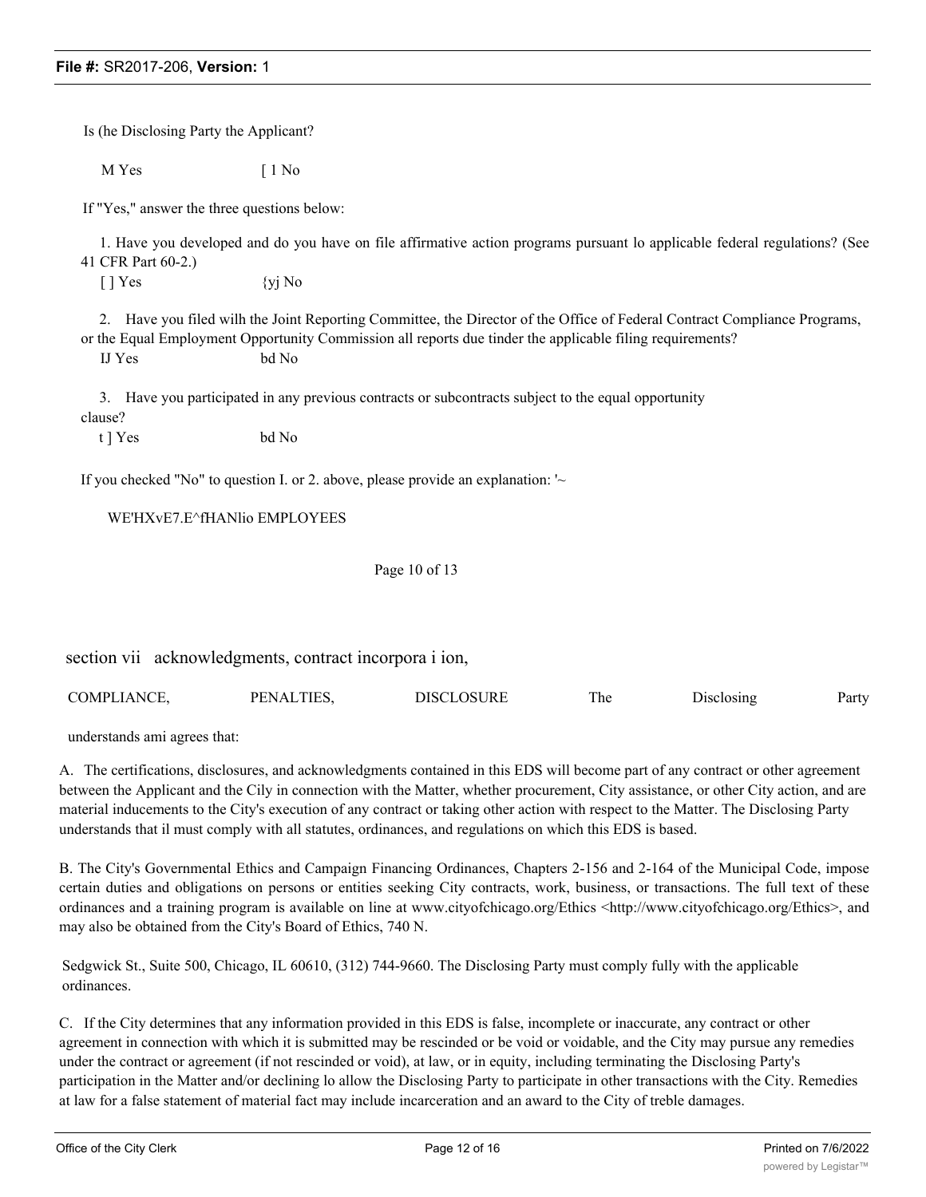Is (he Disclosing Party the Applicant?

M Yes [ 1 No

If "Yes," answer the three questions below:

1. Have you developed and do you have on file affirmative action programs pursuant lo applicable federal regulations? (See 41 CFR Part 60-2.)

[ ] Yes {yj No

2. Have you filed wilh the Joint Reporting Committee, the Director of the Office of Federal Contract Compliance Programs, or the Equal Employment Opportunity Commission all reports due tinder the applicable filing requirements?

IJ Yes bd No

3. Have you participated in any previous contracts or subcontracts subject to the equal opportunity clause?

t ] Yes bd No

If you checked "No" to question I. or 2. above, please provide an explanation: '~

WE'HXvE7.E^fHANlio EMPLOYEES

Page 10 of 13

section vii acknowledgments, contract incorpora i ion,

COMPLIANCE, PENALTIES, DISCLOSURE The Disclosing Party understands ami agrees that:

A. The certifications, disclosures, and acknowledgments contained in this EDS will become part of any contract or other agreement between the Applicant and the Cily in connection with the Matter, whether procurement, City assistance, or other City action, and are material inducements to the City's execution of any contract or taking other action with respect to the Matter. The Disclosing Party understands that il must comply with all statutes, ordinances, and regulations on which this EDS is based.

B. The City's Governmental Ethics and Campaign Financing Ordinances, Chapters 2-156 and 2-164 of the Municipal Code, impose certain duties and obligations on persons or entities seeking City contracts, work, business, or transactions. The full text of these ordinances and a training program is available on line at www.cityofchicago.org/Ethics <http://www.cityofchicago.org/Ethics>, and may also be obtained from the City's Board of Ethics, 740 N.

Sedgwick St., Suite 500, Chicago, IL 60610, (312) 744-9660. The Disclosing Party must comply fully with the applicable ordinances.

C. If the City determines that any information provided in this EDS is false, incomplete or inaccurate, any contract or other agreement in connection with which it is submitted may be rescinded or be void or voidable, and the City may pursue any remedies under the contract or agreement (if not rescinded or void), at law, or in equity, including terminating the Disclosing Party's participation in the Matter and/or declining lo allow the Disclosing Party to participate in other transactions with the City. Remedies at law for a false statement of material fact may include incarceration and an award to the City of treble damages.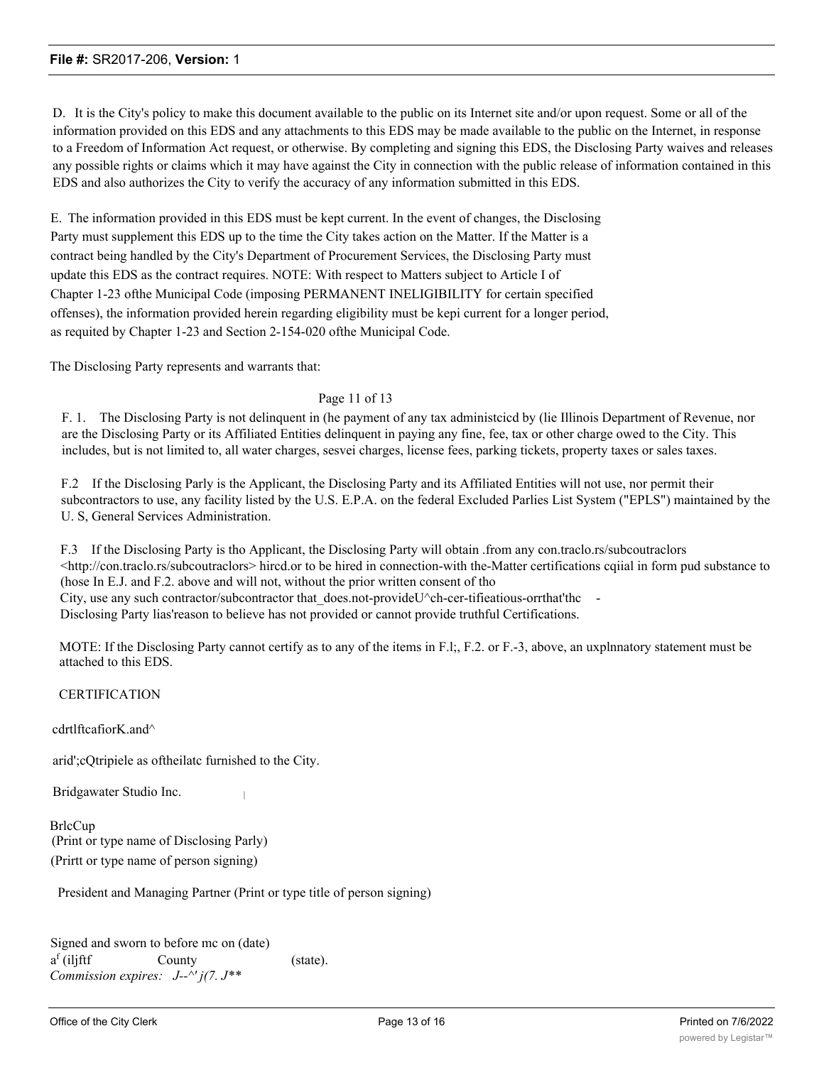D. It is the City's policy to make this document available to the public on its Internet site and/or upon request. Some or all of the information provided on this EDS and any attachments to this EDS may be made available to the public on the Internet, in response to a Freedom of Information Act request, or otherwise. By completing and signing this EDS, the Disclosing Party waives and releases any possible rights or claims which it may have against the City in connection with the public release of information contained in this EDS and also authorizes the City to verify the accuracy of any information submitted in this EDS.

E. The information provided in this EDS must be kept current. In the event of changes, the Disclosing Party must supplement this EDS up to the time the City takes action on the Matter. If the Matter is a contract being handled by the City's Department of Procurement Services, the Disclosing Party must update this EDS as the contract requires. NOTE: With respect to Matters subject to Article I of Chapter 1-23 ofthe Municipal Code (imposing PERMANENT INELIGIBILITY for certain specified offenses), the information provided herein regarding eligibility must be kepi current for a longer period, as requited by Chapter 1-23 and Section 2-154-020 ofthe Municipal Code.

The Disclosing Party represents and warrants that:

Page 11 of 13

F. 1. The Disclosing Party is not delinquent in (he payment of any tax administcicd by (lie Illinois Department of Revenue, nor are the Disclosing Party or its Affiliated Entities delinquent in paying any fine, fee, tax or other charge owed to the City. This includes, but is not limited to, all water charges, sesvei charges, license fees, parking tickets, property taxes or sales taxes.

F.2 If the Disclosing Parly is the Applicant, the Disclosing Party and its Affiliated Entities will not use, nor permit their subcontractors to use, any facility listed by the U.S. E.P.A. on the federal Excluded Parlies List System ("EPLS") maintained by the U. S, General Services Administration.

F.3 If the Disclosing Party is tho Applicant, the Disclosing Party will obtain .from any con.traclo.rs/subcoutraclors <http://con.traclo.rs/subcoutraclors> hircd.or to be hired in connection-with the-Matter certifications cqiial in form pud substance to (hose In E.J. and F.2. above and will not, without the prior written consent of tho City, use any such contractor/subcontractor that_does.not-provideU^ch-cer-tifieatious-orrthat'thc - Disclosing Party lias'reason to believe has not provided or cannot provide truthful Certifications.

MOTE: If the Disclosing Party cannot certify as to any of the items in F.l;, F.2. or F.-3, above, an uxplnnatory statement must be attached to this EDS.

CERTIFICATION

cdrtlftcafiorK.and^

arid';cQtripiele as oftheilatc furnished to the City.

Bridgawater Studio Inc.

BrlcCup

(Print or type name of Disclosing Parly)

(Prirtt or type name of person signing)

President and Managing Partner (Print or type title of person signing)

Signed and sworn to before mc on (date)

a[f] (iljftf County (state).

*Commission expires: J--^' j(7. J***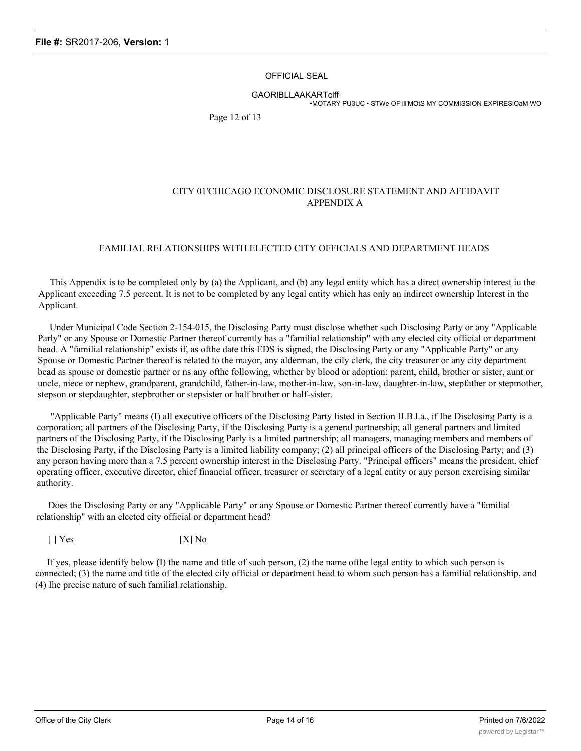OFFICIAL SEAL

GAORIBLLAAKARTclff
•MOTARY PU3UC • STWe OF ill'MOtS MY COMMISSION EXPIRESiOaM WO

Page 12 of 13

CITY 01'CHICAGO ECONOMIC DISCLOSURE STATEMENT AND AFFIDAVIT
APPENDIX A

FAMILIAL RELATIONSHIPS WITH ELECTED CITY OFFICIALS AND DEPARTMENT HEADS

This Appendix is to be completed only by (a) the Applicant, and (b) any legal entity which has a direct ownership interest iu the Applicant exceeding 7.5 percent. It is not to be completed by any legal entity which has only an indirect ownership Interest in the Applicant.

Under Municipal Code Section 2-154-015, the Disclosing Party must disclose whether such Disclosing Party or any "Applicable Parly" or any Spouse or Domestic Partner thereof currently has a "familial relationship" with any elected city official or department head. A "familial relationship" exists if, as ofthe date this EDS is signed, the Disclosing Party or any "Applicable Party" or any Spouse or Domestic Partner thereof is related to the mayor, any alderman, the cily clerk, the city treasurer or any city department bead as spouse or domestic partner or ns any ofthe following, whether by blood or adoption: parent, child, brother or sister, aunt or uncle, niece or nephew, grandparent, grandchild, father-in-law, mother-in-law, son-in-law, daughter-in-law, stepfather or stepmother, stepson or stepdaughter, stepbrother or stepsister or half brother or half-sister.

"Applicable Party" means (I) all executive officers of the Disclosing Party listed in Section ILB.l.a., if Ihe Disclosing Party is a corporation; all partners of the Disclosing Party, if the Disclosing Party is a general partnership; all general partners and limited partners of the Disclosing Party, if the Disclosing Parly is a limited partnership; all managers, managing members and members of the Disclosing Party, if the Disclosing Party is a limited liability company; (2) all principal officers of the Disclosing Party; and (3) any person having more than a 7.5 percent ownership interest in the Disclosing Party. "Principal officers" means the president, chief operating officer, executive director, chief financial officer, treasurer or secretary of a legal entity or auy person exercising similar authority.

Does the Disclosing Party or any "Applicable Party" or any Spouse or Domestic Partner thereof currently have a "familial relationship" with an elected city official or department head?

[ ] Yes [X] No

If yes, please identify below (I) the name and title of such person, (2) the name ofthe legal entity to which such person is connected; (3) the name and title of the elected cily official or department head to whom such person has a familial relationship, and (4) Ihe precise nature of such familial relationship.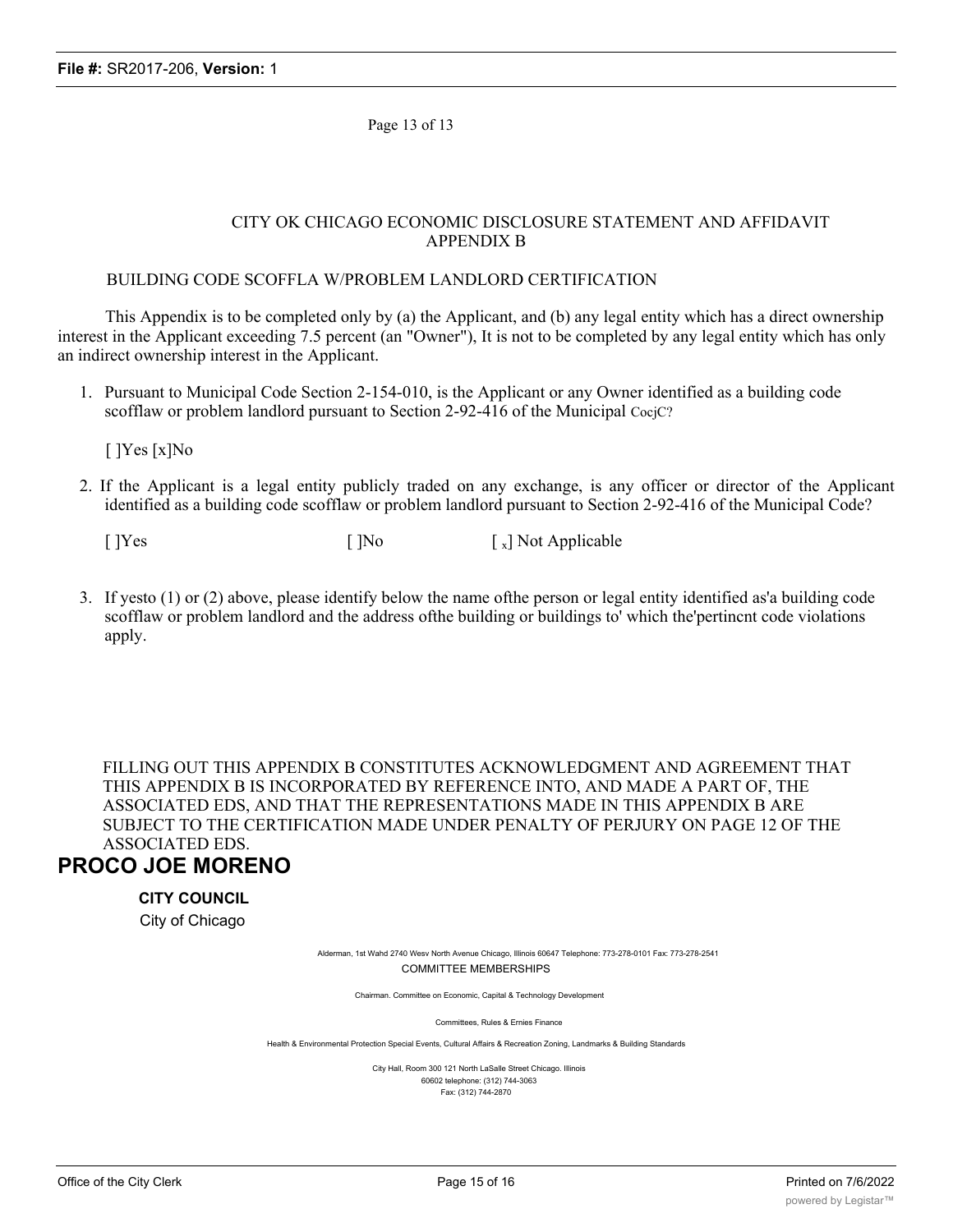Page 13 of 13

CITY OK CHICAGO ECONOMIC DISCLOSURE STATEMENT AND AFFIDAVIT
APPENDIX B

BUILDING CODE SCOFFLA W/PROBLEM LANDLORD CERTIFICATION

This Appendix is to be completed only by (a) the Applicant, and (b) any legal entity which has a direct ownership interest in the Applicant exceeding 7.5 percent (an "Owner"), It is not to be completed by any legal entity which has only an indirect ownership interest in the Applicant.

1. Pursuant to Municipal Code Section 2-154-010, is the Applicant or any Owner identified as a building code scofflaw or problem landlord pursuant to Section 2-92-416 of the Municipal CocjC?

   [ ]Yes [x]No

2. If the Applicant is a legal entity publicly traded on any exchange, is any officer or director of the Applicant identified as a building code scofflaw or problem landlord pursuant to Section 2-92-416 of the Municipal Code?

   [ ]Yes [ ]No [ x] Not Applicable

3. If yesto (1) or (2) above, please identify below the name ofthe person or legal entity identified as'a building code scofflaw or problem landlord and the address ofthe building or buildings to' which the'pertincnt code violations apply.

FILLING OUT THIS APPENDIX B CONSTITUTES ACKNOWLEDGMENT AND AGREEMENT THAT THIS APPENDIX B IS INCORPORATED BY REFERENCE INTO, AND MADE A PART OF, THE ASSOCIATED EDS, AND THAT THE REPRESENTATIONS MADE IN THIS APPENDIX B ARE SUBJECT TO THE CERTIFICATION MADE UNDER PENALTY OF PERJURY ON PAGE 12 OF THE ASSOCIATED EDS.

# PROCO JOE MORENO

**CITY COUNCIL**

City of Chicago

Alderman, 1st Wahd 2740 Wesv North Avenue Chicago, Illinois 60647 Telephone: 773-278-0101 Fax: 773-278-2541

COMMITTEE MEMBERSHIPS

Chairman. Committee on Economic, Capital & Technology Development

Committees, Rules & Ernies Finance

Health & Environmental Protection Special Events, Cultural Affairs & Recreation Zoning, Landmarks & Building Standards

City Hall, Room 300 121 North LaSalle Street Chicago. Illinois 60602 telephone: (312) 744-3063
Fax: (312) 744-2870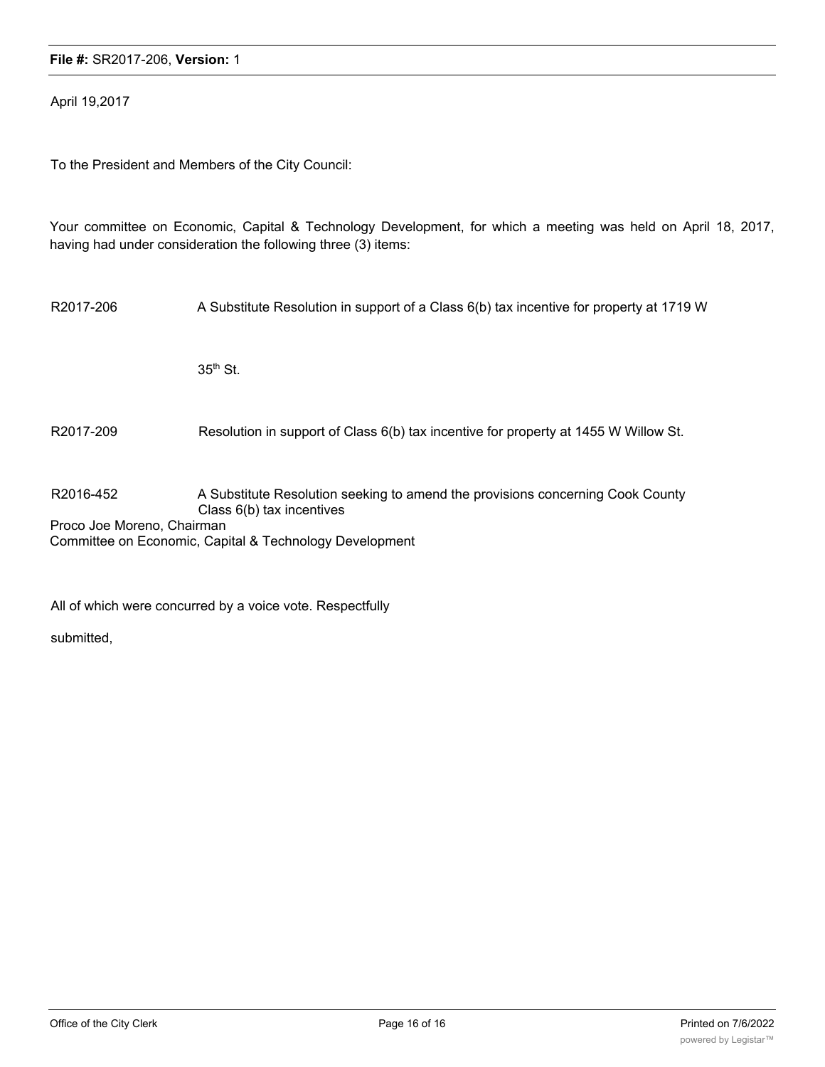**File #:** SR2017-206, **Version:** 1

April 19,2017

To the President and Members of the City Council:

Your committee on Economic, Capital & Technology Development, for which a meeting was held on April 18, 2017, having had under consideration the following three (3) items:

| | |
|---|---|
| R2017-206 | A Substitute Resolution in support of a Class 6(b) tax incentive for property at 1719 W 35th St. |
| R2017-209 | Resolution in support of Class 6(b) tax incentive for property at 1455 W Willow St. |
| R2016-452 | A Substitute Resolution seeking to amend the provisions concerning Cook County Class 6(b) tax incentives |

Proco Joe Moreno, Chairman
Committee on Economic, Capital & Technology Development

All of which were concurred by a voice vote. Respectfully

submitted,